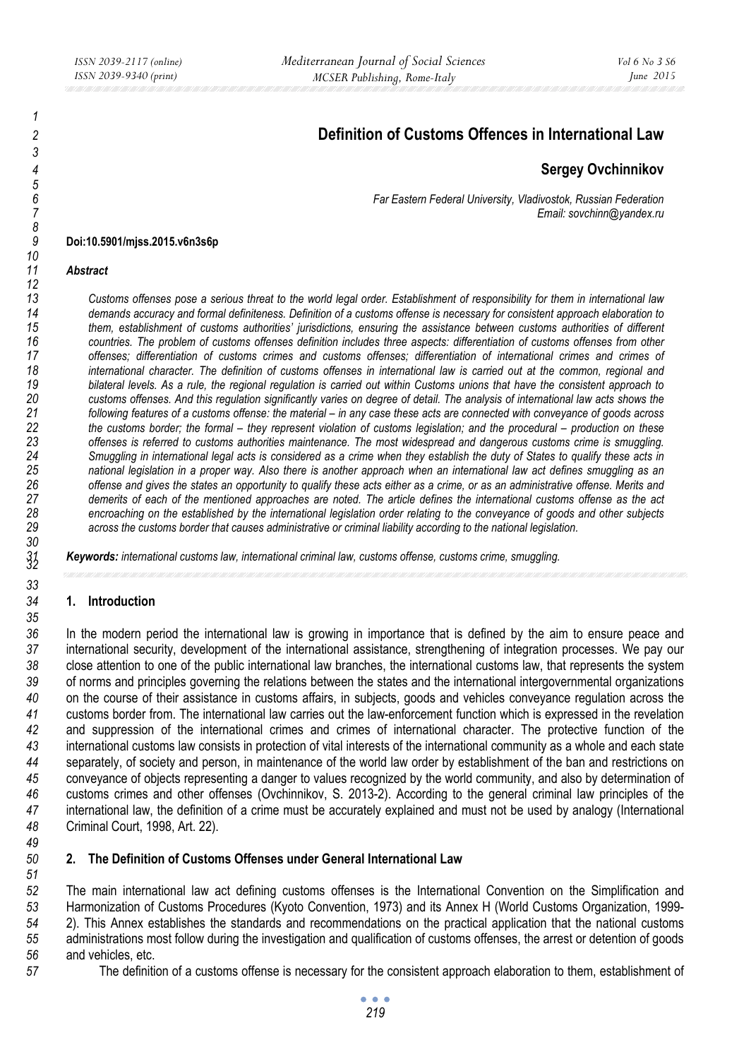# Definition of Customs Offences in International Law

**Sergey Ovchinnikov**

*Far Eastern Federal University, Vladivostok, Russian Federation*
*Email: sovchinn@yandex.ru*

**Doi:10.5901/mjss.2015.v6n3s6p**

***Abstract***

*Customs offenses pose a serious threat to the world legal order. Establishment of responsibility for them in international law demands accuracy and formal definiteness. Definition of a customs offense is necessary for consistent approach elaboration to them, establishment of customs authorities' jurisdictions, ensuring the assistance between customs authorities of different countries. The problem of customs offenses definition includes three aspects: differentiation of customs offenses from other offenses; differentiation of customs crimes and customs offenses; differentiation of international crimes and crimes of international character. The definition of customs offenses in international law is carried out at the common, regional and bilateral levels. As a rule, the regional regulation is carried out within Customs unions that have the consistent approach to customs offenses. And this regulation significantly varies on degree of detail. The analysis of international law acts shows the following features of a customs offense: the material – in any case these acts are connected with conveyance of goods across the customs border; the formal – they represent violation of customs legislation; and the procedural – production on these offenses is referred to customs authorities maintenance. The most widespread and dangerous customs crime is smuggling. Smuggling in international legal acts is considered as a crime when they establish the duty of States to qualify these acts in national legislation in a proper way. Also there is another approach when an international law act defines smuggling as an offense and gives the states an opportunity to qualify these acts either as a crime, or as an administrative offense. Merits and demerits of each of the mentioned approaches are noted. The article defines the international customs offense as the act encroaching on the established by the international legislation order relating to the conveyance of goods and other subjects across the customs border that causes administrative or criminal liability according to the national legislation.*

***Keywords:*** *international customs law, international criminal law, customs offense, customs crime, smuggling.*

## 1. Introduction

In the modern period the international law is growing in importance that is defined by the aim to ensure peace and international security, development of the international assistance, strengthening of integration processes. We pay our close attention to one of the public international law branches, the international customs law, that represents the system of norms and principles governing the relations between the states and the international intergovernmental organizations on the course of their assistance in customs affairs, in subjects, goods and vehicles conveyance regulation across the customs border from. The international law carries out the law-enforcement function which is expressed in the revelation and suppression of the international crimes and crimes of international character. The protective function of the international customs law consists in protection of vital interests of the international community as a whole and each state separately, of society and person, in maintenance of the world law order by establishment of the ban and restrictions on conveyance of objects representing a danger to values recognized by the world community, and also by determination of customs crimes and other offenses (Ovchinnikov, S. 2013-2). According to the general criminal law principles of the international law, the definition of a crime must be accurately explained and must not be used by analogy (International Criminal Court, 1998, Art. 22).

## 2. The Definition of Customs Offenses under General International Law

The main international law act defining customs offenses is the International Convention on the Simplification and Harmonization of Customs Procedures (Kyoto Convention, 1973) and its Annex H (World Customs Organization, 1999-2). This Annex establishes the standards and recommendations on the practical application that the national customs administrations most follow during the investigation and qualification of customs offenses, the arrest or detention of goods and vehicles, etc.

The definition of a customs offense is necessary for the consistent approach elaboration to them, establishment of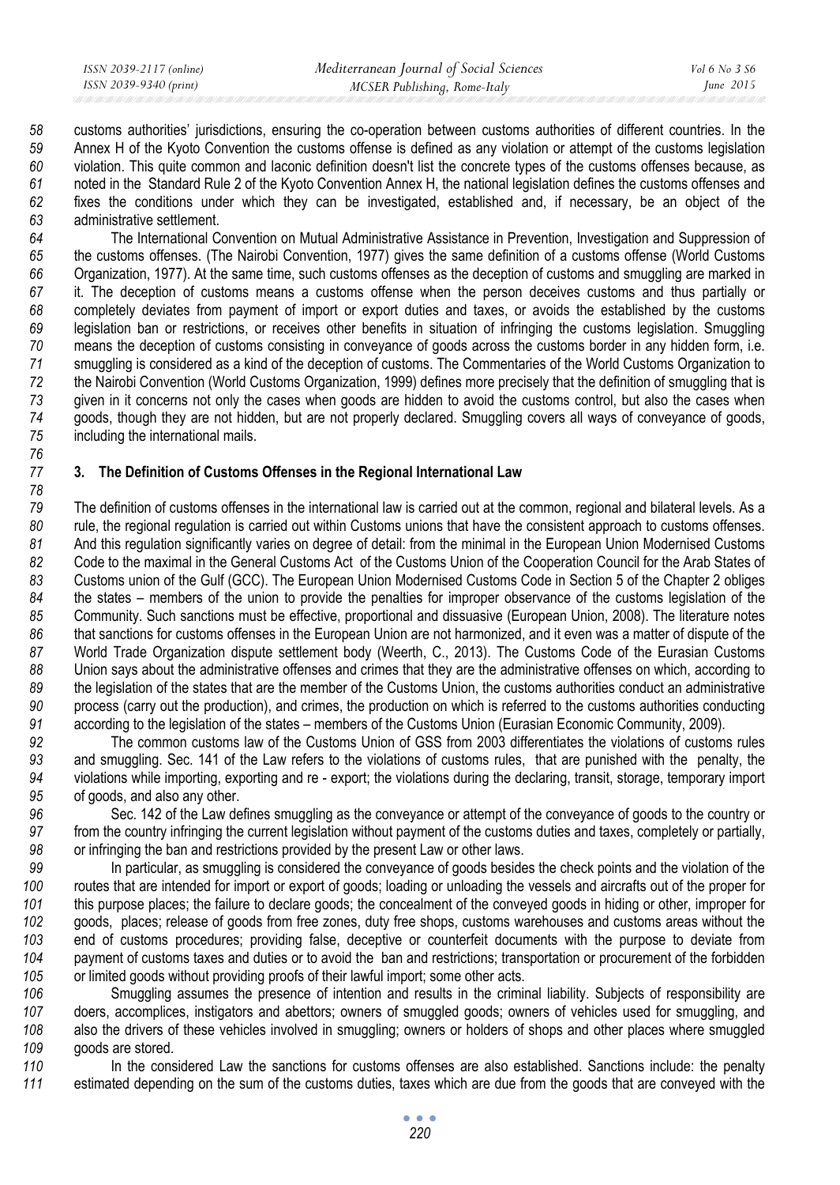customs authorities' jurisdictions, ensuring the co-operation between customs authorities of different countries. In the Annex H of the Kyoto Convention the customs offense is defined as any violation or attempt of the customs legislation violation. This quite common and laconic definition doesn't list the concrete types of the customs offenses because, as noted in the Standard Rule 2 of the Kyoto Convention Annex H, the national legislation defines the customs offenses and fixes the conditions under which they can be investigated, established and, if necessary, be an object of the administrative settlement.

The International Convention on Mutual Administrative Assistance in Prevention, Investigation and Suppression of the customs offenses. (The Nairobi Convention, 1977) gives the same definition of a customs offense (World Customs Organization, 1977). At the same time, such customs offenses as the deception of customs and smuggling are marked in it. The deception of customs means a customs offense when the person deceives customs and thus partially or completely deviates from payment of import or export duties and taxes, or avoids the established by the customs legislation ban or restrictions, or receives other benefits in situation of infringing the customs legislation. Smuggling means the deception of customs consisting in conveyance of goods across the customs border in any hidden form, i.e. smuggling is considered as a kind of the deception of customs. The Commentaries of the World Customs Organization to the Nairobi Convention (World Customs Organization, 1999) defines more precisely that the definition of smuggling that is given in it concerns not only the cases when goods are hidden to avoid the customs control, but also the cases when goods, though they are not hidden, but are not properly declared. Smuggling covers all ways of conveyance of goods, including the international mails.

## 3. The Definition of Customs Offenses in the Regional International Law

The definition of customs offenses in the international law is carried out at the common, regional and bilateral levels. As a rule, the regional regulation is carried out within Customs unions that have the consistent approach to customs offenses. And this regulation significantly varies on degree of detail: from the minimal in the European Union Modernised Customs Code to the maximal in the General Customs Act of the Customs Union of the Cooperation Council for the Arab States of Customs union of the Gulf (GCC). The European Union Modernised Customs Code in Section 5 of the Chapter 2 obliges the states – members of the union to provide the penalties for improper observance of the customs legislation of the Community. Such sanctions must be effective, proportional and dissuasive (European Union, 2008). The literature notes that sanctions for customs offenses in the European Union are not harmonized, and it even was a matter of dispute of the World Trade Organization dispute settlement body (Weerth, C., 2013). The Customs Code of the Eurasian Customs Union says about the administrative offenses and crimes that they are the administrative offenses on which, according to the legislation of the states that are the member of the Customs Union, the customs authorities conduct an administrative process (carry out the production), and crimes, the production on which is referred to the customs authorities conducting according to the legislation of the states – members of the Customs Union (Eurasian Economic Community, 2009).

The common customs law of the Customs Union of GSS from 2003 differentiates the violations of customs rules and smuggling. Sec. 141 of the Law refers to the violations of customs rules, that are punished with the penalty, the violations while importing, exporting and re - export; the violations during the declaring, transit, storage, temporary import of goods, and also any other.

Sec. 142 of the Law defines smuggling as the conveyance or attempt of the conveyance of goods to the country or from the country infringing the current legislation without payment of the customs duties and taxes, completely or partially, or infringing the ban and restrictions provided by the present Law or other laws.

In particular, as smuggling is considered the conveyance of goods besides the check points and the violation of the routes that are intended for import or export of goods; loading or unloading the vessels and aircrafts out of the proper for this purpose places; the failure to declare goods; the concealment of the conveyed goods in hiding or other, improper for goods, places; release of goods from free zones, duty free shops, customs warehouses and customs areas without the end of customs procedures; providing false, deceptive or counterfeit documents with the purpose to deviate from payment of customs taxes and duties or to avoid the ban and restrictions; transportation or procurement of the forbidden or limited goods without providing proofs of their lawful import; some other acts.

Smuggling assumes the presence of intention and results in the criminal liability. Subjects of responsibility are doers, accomplices, instigators and abettors; owners of smuggled goods; owners of vehicles used for smuggling, and also the drivers of these vehicles involved in smuggling; owners or holders of shops and other places where smuggled goods are stored.

In the considered Law the sanctions for customs offenses are also established. Sanctions include: the penalty estimated depending on the sum of the customs duties, taxes which are due from the goods that are conveyed with the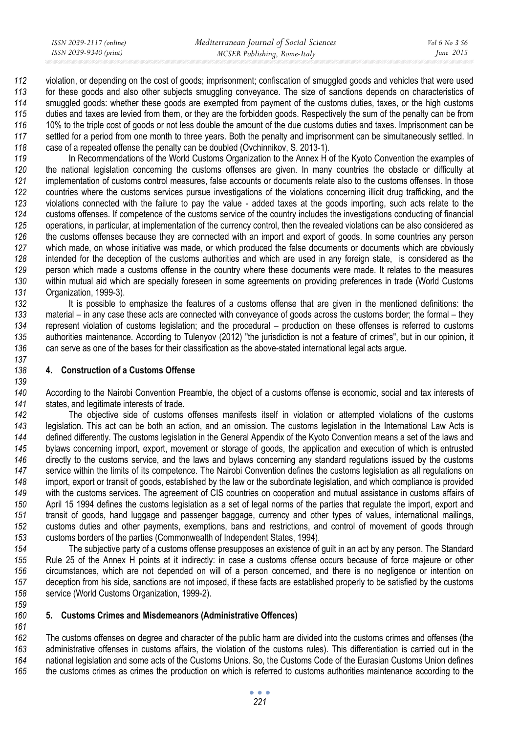violation, or depending on the cost of goods; imprisonment; confiscation of smuggled goods and vehicles that were used for these goods and also other subjects smuggling conveyance. The size of sanctions depends on characteristics of smuggled goods: whether these goods are exempted from payment of the customs duties, taxes, or the high customs duties and taxes are levied from them, or they are the forbidden goods. Respectively the sum of the penalty can be from 10% to the triple cost of goods or not less double the amount of the due customs duties and taxes. Imprisonment can be settled for a period from one month to three years. Both the penalty and imprisonment can be simultaneously settled. In case of a repeated offense the penalty can be doubled (Ovchinnikov, S. 2013-1).

In Recommendations of the World Customs Organization to the Annex H of the Kyoto Convention the examples of the national legislation concerning the customs offenses are given. In many countries the obstacle or difficulty at implementation of customs control measures, false accounts or documents relate also to the customs offenses. In those countries where the customs services pursue investigations of the violations concerning illicit drug trafficking, and the violations connected with the failure to pay the value - added taxes at the goods importing, such acts relate to the customs offenses. If competence of the customs service of the country includes the investigations conducting of financial operations, in particular, at implementation of the currency control, then the revealed violations can be also considered as the customs offenses because they are connected with an import and export of goods. In some countries any person which made, on whose initiative was made, or which produced the false documents or documents which are obviously intended for the deception of the customs authorities and which are used in any foreign state, is considered as the person which made a customs offense in the country where these documents were made. It relates to the measures within mutual aid which are specially foreseen in some agreements on providing preferences in trade (World Customs Organization, 1999-3).

It is possible to emphasize the features of a customs offense that are given in the mentioned definitions: the material – in any case these acts are connected with conveyance of goods across the customs border; the formal – they represent violation of customs legislation; and the procedural – production on these offenses is referred to customs authorities maintenance. According to Tulenyov (2012) "the jurisdiction is not a feature of crimes", but in our opinion, it can serve as one of the bases for their classification as the above-stated international legal acts argue.

## 4. Construction of a Customs Offense

According to the Nairobi Convention Preamble, the object of a customs offense is economic, social and tax interests of states, and legitimate interests of trade.

The objective side of customs offenses manifests itself in violation or attempted violations of the customs legislation. This act can be both an action, and an omission. The customs legislation in the International Law Acts is defined differently. The customs legislation in the General Appendix of the Kyoto Convention means a set of the laws and bylaws concerning import, export, movement or storage of goods, the application and execution of which is entrusted directly to the customs service, and the laws and bylaws concerning any standard regulations issued by the customs service within the limits of its competence. The Nairobi Convention defines the customs legislation as all regulations on import, export or transit of goods, established by the law or the subordinate legislation, and which compliance is provided with the customs services. The agreement of CIS countries on cooperation and mutual assistance in customs affairs of April 15 1994 defines the customs legislation as a set of legal norms of the parties that regulate the import, export and transit of goods, hand luggage and passenger baggage, currency and other types of values, international mailings, customs duties and other payments, exemptions, bans and restrictions, and control of movement of goods through customs borders of the parties (Commonwealth of Independent States, 1994).

The subjective party of a customs offense presupposes an existence of guilt in an act by any person. The Standard Rule 25 of the Annex H points at it indirectly: in case a customs offense occurs because of force majeure or other circumstances, which are not depended on will of a person concerned, and there is no negligence or intention on deception from his side, sanctions are not imposed, if these facts are established properly to be satisfied by the customs service (World Customs Organization, 1999-2).

## 5. Customs Crimes and Misdemeanors (Administrative Offences)

The customs offenses on degree and character of the public harm are divided into the customs crimes and offenses (the administrative offenses in customs affairs, the violation of the customs rules). This differentiation is carried out in the national legislation and some acts of the Customs Unions. So, the Customs Code of the Eurasian Customs Union defines the customs crimes as crimes the production on which is referred to customs authorities maintenance according to the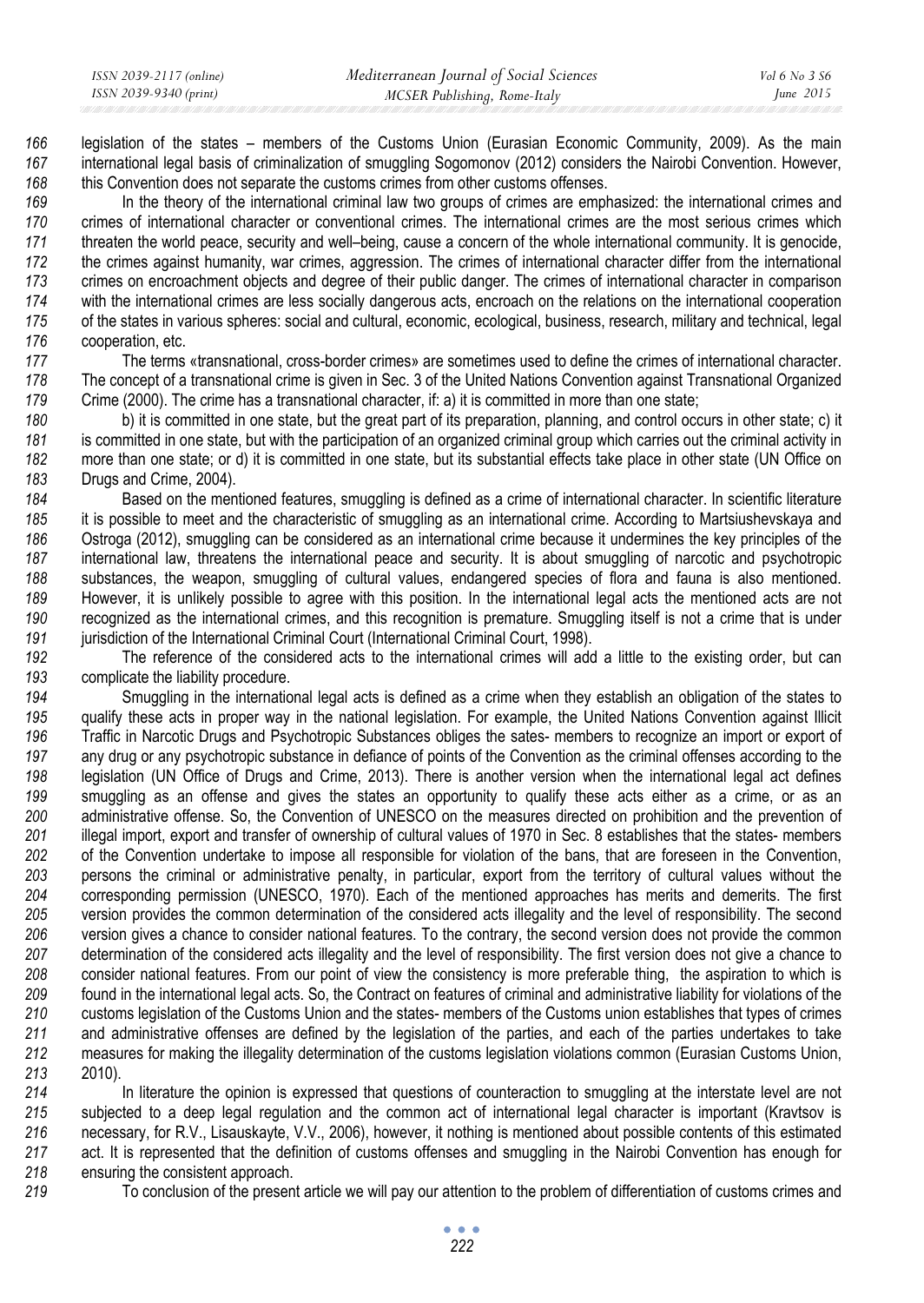legislation of the states – members of the Customs Union (Eurasian Economic Community, 2009). As the main international legal basis of criminalization of smuggling Sogomonov (2012) considers the Nairobi Convention. However, this Convention does not separate the customs crimes from other customs offenses.

In the theory of the international criminal law two groups of crimes are emphasized: the international crimes and crimes of international character or conventional crimes. The international crimes are the most serious crimes which threaten the world peace, security and well–being, cause a concern of the whole international community. It is genocide, the crimes against humanity, war crimes, aggression. The crimes of international character differ from the international crimes on encroachment objects and degree of their public danger. The crimes of international character in comparison with the international crimes are less socially dangerous acts, encroach on the relations on the international cooperation of the states in various spheres: social and cultural, economic, ecological, business, research, military and technical, legal cooperation, etc.

The terms «transnational, cross-border crimes» are sometimes used to define the crimes of international character. The concept of a transnational crime is given in Sec. 3 of the United Nations Convention against Transnational Organized Crime (2000). The crime has a transnational character, if: a) it is committed in more than one state;

b) it is committed in one state, but the great part of its preparation, planning, and control occurs in other state; c) it is committed in one state, but with the participation of an organized criminal group which carries out the criminal activity in more than one state; or d) it is committed in one state, but its substantial effects take place in other state (UN Office on Drugs and Crime, 2004).

Based on the mentioned features, smuggling is defined as a crime of international character. In scientific literature it is possible to meet and the characteristic of smuggling as an international crime. According to Martsiushevskaya and Ostroga (2012), smuggling can be considered as an international crime because it undermines the key principles of the international law, threatens the international peace and security. It is about smuggling of narcotic and psychotropic substances, the weapon, smuggling of cultural values, endangered species of flora and fauna is also mentioned. However, it is unlikely possible to agree with this position. In the international legal acts the mentioned acts are not recognized as the international crimes, and this recognition is premature. Smuggling itself is not a crime that is under jurisdiction of the International Criminal Court (International Criminal Court, 1998).

The reference of the considered acts to the international crimes will add a little to the existing order, but can complicate the liability procedure.

Smuggling in the international legal acts is defined as a crime when they establish an obligation of the states to qualify these acts in proper way in the national legislation. For example, the United Nations Convention against Illicit Traffic in Narcotic Drugs and Psychotropic Substances obliges the sates- members to recognize an import or export of any drug or any psychotropic substance in defiance of points of the Convention as the criminal offenses according to the legislation (UN Office of Drugs and Crime, 2013). There is another version when the international legal act defines smuggling as an offense and gives the states an opportunity to qualify these acts either as a crime, or as an administrative offense. So, the Convention of UNESCO on the measures directed on prohibition and the prevention of illegal import, export and transfer of ownership of cultural values of 1970 in Sec. 8 establishes that the states- members of the Convention undertake to impose all responsible for violation of the bans, that are foreseen in the Convention, persons the criminal or administrative penalty, in particular, export from the territory of cultural values without the corresponding permission (UNESCO, 1970). Each of the mentioned approaches has merits and demerits. The first version provides the common determination of the considered acts illegality and the level of responsibility. The second version gives a chance to consider national features. To the contrary, the second version does not provide the common determination of the considered acts illegality and the level of responsibility. The first version does not give a chance to consider national features. From our point of view the consistency is more preferable thing, the aspiration to which is found in the international legal acts. So, the Contract on features of criminal and administrative liability for violations of the customs legislation of the Customs Union and the states- members of the Customs union establishes that types of crimes and administrative offenses are defined by the legislation of the parties, and each of the parties undertakes to take measures for making the illegality determination of the customs legislation violations common (Eurasian Customs Union, 2010).

In literature the opinion is expressed that questions of counteraction to smuggling at the interstate level are not subjected to a deep legal regulation and the common act of international legal character is important (Kravtsov is necessary, for R.V., Lisauskayte, V.V., 2006), however, it nothing is mentioned about possible contents of this estimated act. It is represented that the definition of customs offenses and smuggling in the Nairobi Convention has enough for ensuring the consistent approach.

To conclusion of the present article we will pay our attention to the problem of differentiation of customs crimes and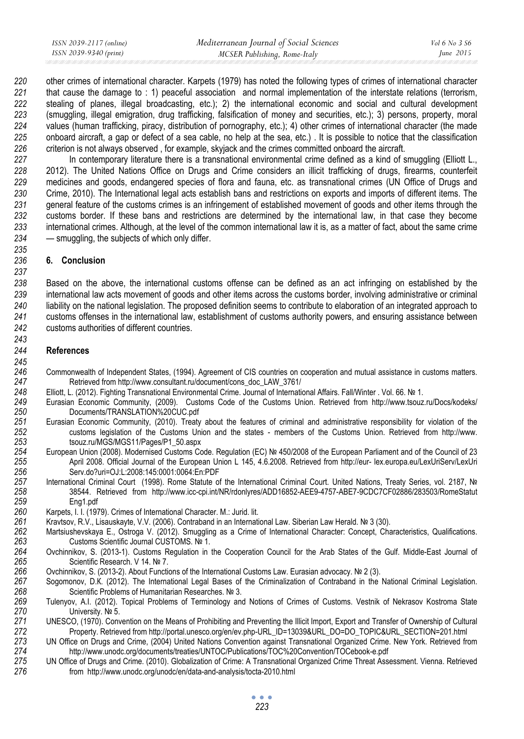other crimes of international character. Karpets (1979) has noted the following types of crimes of international character that cause the damage to : 1) peaceful association and normal implementation of the interstate relations (terrorism, stealing of planes, illegal broadcasting, etc.); 2) the international economic and social and cultural development (smuggling, illegal emigration, drug trafficking, falsification of money and securities, etc.); 3) persons, property, moral values (human trafficking, piracy, distribution of pornography, etc.); 4) other crimes of international character (the made onboard aircraft, a gap or defect of a sea cable, no help at the sea, etc.) . It is possible to notice that the classification criterion is not always observed , for example, skyjack and the crimes committed onboard the aircraft.

In contemporary literature there is a transnational environmental crime defined as a kind of smuggling (Elliott L., 2012). The United Nations Office on Drugs and Crime considers an illicit trafficking of drugs, firearms, counterfeit medicines and goods, endangered species of flora and fauna, etc. as transnational crimes (UN Office of Drugs and Crime, 2010). The International legal acts establish bans and restrictions on exports and imports of different items. The general feature of the customs crimes is an infringement of established movement of goods and other items through the customs border. If these bans and restrictions are determined by the international law, in that case they become international crimes. Although, at the level of the common international law it is, as a matter of fact, about the same crime — smuggling, the subjects of which only differ.

## 6. Conclusion

Based on the above, the international customs offense can be defined as an act infringing on established by the international law acts movement of goods and other items across the customs border, involving administrative or criminal liability on the national legislation. The proposed definition seems to contribute to elaboration of an integrated approach to customs offenses in the international law, establishment of customs authority powers, and ensuring assistance between customs authorities of different countries.

## References

Commonwealth of Independent States, (1994). Agreement of CIS countries on cooperation and mutual assistance in customs matters. Retrieved from http://www.consultant.ru/document/cons_doc_LAW_3761/

Elliott, L. (2012). Fighting Transnational Environmental Crime. Journal of International Affairs. Fall/Winter . Vol. 66. № 1.

Eurasian Economic Community, (2009). Customs Code of the Customs Union. Retrieved from http://www.tsouz.ru/Docs/kodeks/Documents/TRANSLATION%20CUC.pdf

Eurasian Economic Community, (2010). Treaty about the features of criminal and administrative responsibility for violation of the customs legislation of the Customs Union and the states - members of the Customs Union. Retrieved from http://www.tsouz.ru/MGS/MGS11/Pages/P1_50.aspx

European Union (2008). Modernised Customs Code. Regulation (EC) № 450/2008 of the European Parliament and of the Council of 23 April 2008. Official Journal of the European Union L 145, 4.6.2008. Retrieved from http://eur- lex.europa.eu/LexUriServ/LexUriServ.do?uri=OJ:L:2008:145:0001:0064:En:PDF

International Criminal Court (1998). Rome Statute of the International Criminal Court. United Nations, Treaty Series, vol. 2187, № 38544. Retrieved from http://www.icc-cpi.int/NR/rdonlyres/ADD16852-AEE9-4757-ABE7-9CDC7CF02886/283503/RomeStatutEng1.pdf

Karpets, I. I. (1979). Crimes of International Character. M.: Jurid. lit.

Kravtsov, R.V., Lisauskayte, V.V. (2006). Contraband in an International Law. Siberian Law Herald. № 3 (30).

Martsiushevskaya E., Ostroga V. (2012). Smuggling as a Crime of International Character: Concept, Characteristics, Qualifications. Customs Scientific Journal CUSTOMS. № 1.

Ovchinnikov, S. (2013-1). Customs Regulation in the Cooperation Council for the Arab States of the Gulf. Middle-East Journal of Scientific Research. V 14. № 7.

Ovchinnikov, S. (2013-2). About Functions of the International Customs Law. Eurasian advocacy. № 2 (3).

Sogomonov, D.K. (2012). The International Legal Bases of the Criminalization of Contraband in the National Criminal Legislation. Scientific Problems of Humanitarian Researches. № 3.

Tulenyov, A.I. (2012). Topical Problems of Terminology and Notions of Crimes of Customs. Vestnik of Nekrasov Kostroma State University. № 5.

UNESCO, (1970). Convention on the Means of Prohibiting and Preventing the Illicit Import, Export and Transfer of Ownership of Cultural Property. Retrieved from http://portal.unesco.org/en/ev.php-URL_ID=13039&URL_DO=DO_TOPIC&URL_SECTION=201.html

UN Office on Drugs and Crime, (2004) United Nations Convention against Transnational Organized Crime. New York. Retrieved from http://www.unodc.org/documents/treaties/UNTOC/Publications/TOC%20Convention/TOCebook-e.pdf

UN Office of Drugs and Crime. (2010). Globalization of Crime: A Transnational Organized Crime Threat Assessment. Vienna. Retrieved from http://www.unodc.org/unodc/en/data-and-analysis/tocta-2010.html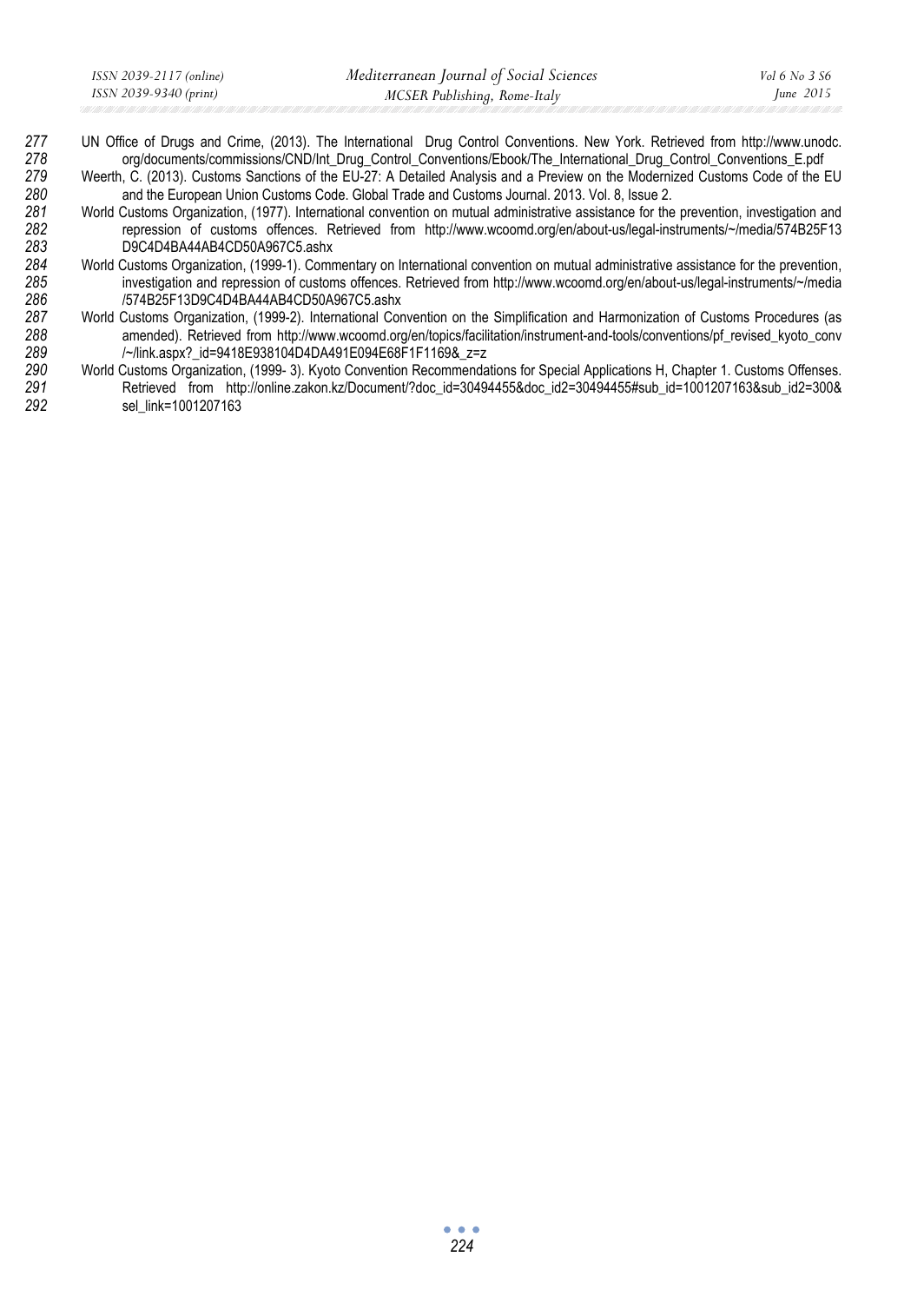UN Office of Drugs and Crime, (2013). The International Drug Control Conventions. New York. Retrieved from http://www.unodc.org/documents/commissions/CND/Int_Drug_Control_Conventions/Ebook/The_International_Drug_Control_Conventions_E.pdf

Weerth, C. (2013). Customs Sanctions of the EU-27: A Detailed Analysis and a Preview on the Modernized Customs Code of the EU and the European Union Customs Code. Global Trade and Customs Journal. 2013. Vol. 8, Issue 2.

World Customs Organization, (1977). International convention on mutual administrative assistance for the prevention, investigation and repression of customs offences. Retrieved from http://www.wcoomd.org/en/about-us/legal-instruments/~/media/574B25F13D9C4D4BA44AB4CD50A967C5.ashx

World Customs Organization, (1999-1). Commentary on International convention on mutual administrative assistance for the prevention, investigation and repression of customs offences. Retrieved from http://www.wcoomd.org/en/about-us/legal-instruments/~/media/574B25F13D9C4D4BA44AB4CD50A967C5.ashx

World Customs Organization, (1999-2). International Convention on the Simplification and Harmonization of Customs Procedures (as amended). Retrieved from http://www.wcoomd.org/en/topics/facilitation/instrument-and-tools/conventions/pf_revised_kyoto_conv/~/link.aspx?_id=9418E938104D4DA491E094E68F1F1169&_z=z

World Customs Organization, (1999- 3). Kyoto Convention Recommendations for Special Applications H, Chapter 1. Customs Offenses. Retrieved from http://online.zakon.kz/Document/?doc_id=30494455&doc_id2=30494455#sub_id=1001207163&sub_id2=300&sel_link=1001207163